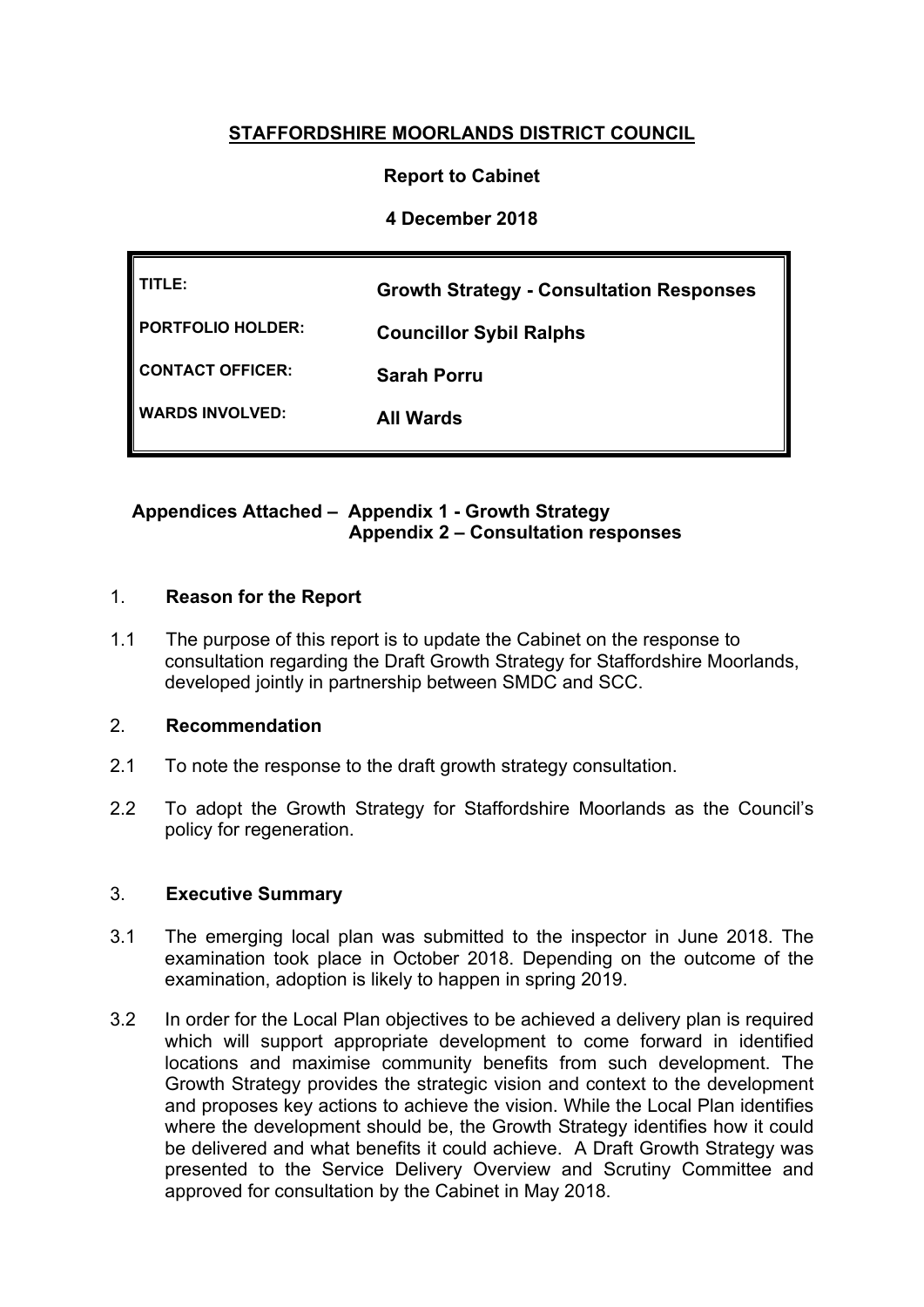# STAFFORDSHIRE MOORLANDS DISTRICT COUNCIL

**Report to Cabinet**

**4 December 2018**

| | |
|---|---|
| **TITLE:** | **Growth Strategy - Consultation Responses** |
| **PORTFOLIO HOLDER:** | **Councillor Sybil Ralphs** |
| **CONTACT OFFICER:** | **Sarah Porru** |
| **WARDS INVOLVED:** | **All Wards** |

**Appendices Attached – Appendix 1 - Growth Strategy**
**Appendix 2 – Consultation responses**

## 1. Reason for the Report

1.1 The purpose of this report is to update the Cabinet on the response to consultation regarding the Draft Growth Strategy for Staffordshire Moorlands, developed jointly in partnership between SMDC and SCC.

## 2. Recommendation

2.1 To note the response to the draft growth strategy consultation.

2.2 To adopt the Growth Strategy for Staffordshire Moorlands as the Council's policy for regeneration.

## 3. Executive Summary

3.1 The emerging local plan was submitted to the inspector in June 2018. The examination took place in October 2018. Depending on the outcome of the examination, adoption is likely to happen in spring 2019.

3.2 In order for the Local Plan objectives to be achieved a delivery plan is required which will support appropriate development to come forward in identified locations and maximise community benefits from such development. The Growth Strategy provides the strategic vision and context to the development and proposes key actions to achieve the vision. While the Local Plan identifies where the development should be, the Growth Strategy identifies how it could be delivered and what benefits it could achieve. A Draft Growth Strategy was presented to the Service Delivery Overview and Scrutiny Committee and approved for consultation by the Cabinet in May 2018.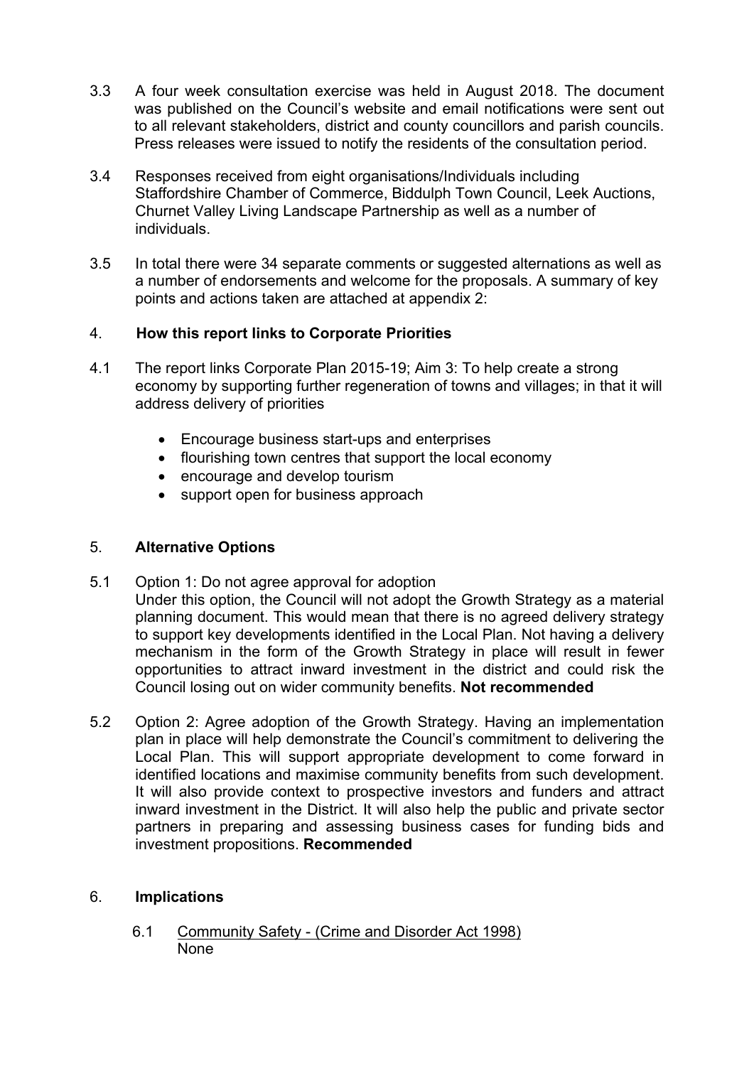3.3 A four week consultation exercise was held in August 2018. The document was published on the Council's website and email notifications were sent out to all relevant stakeholders, district and county councillors and parish councils. Press releases were issued to notify the residents of the consultation period.

3.4 Responses received from eight organisations/Individuals including Staffordshire Chamber of Commerce, Biddulph Town Council, Leek Auctions, Churnet Valley Living Landscape Partnership as well as a number of individuals.

3.5 In total there were 34 separate comments or suggested alternations as well as a number of endorsements and welcome for the proposals. A summary of key points and actions taken are attached at appendix 2:

## 4. How this report links to Corporate Priorities

4.1 The report links Corporate Plan 2015-19; Aim 3: To help create a strong economy by supporting further regeneration of towns and villages; in that it will address delivery of priorities

- Encourage business start-ups and enterprises
- flourishing town centres that support the local economy
- encourage and develop tourism
- support open for business approach

## 5. Alternative Options

5.1 Option 1: Do not agree approval for adoption
Under this option, the Council will not adopt the Growth Strategy as a material planning document. This would mean that there is no agreed delivery strategy to support key developments identified in the Local Plan. Not having a delivery mechanism in the form of the Growth Strategy in place will result in fewer opportunities to attract inward investment in the district and could risk the Council losing out on wider community benefits. **Not recommended**

5.2 Option 2: Agree adoption of the Growth Strategy. Having an implementation plan in place will help demonstrate the Council's commitment to delivering the Local Plan. This will support appropriate development to come forward in identified locations and maximise community benefits from such development. It will also provide context to prospective investors and funders and attract inward investment in the District. It will also help the public and private sector partners in preparing and assessing business cases for funding bids and investment propositions. **Recommended**

## 6. Implications

6.1 Community Safety - (Crime and Disorder Act 1998)
None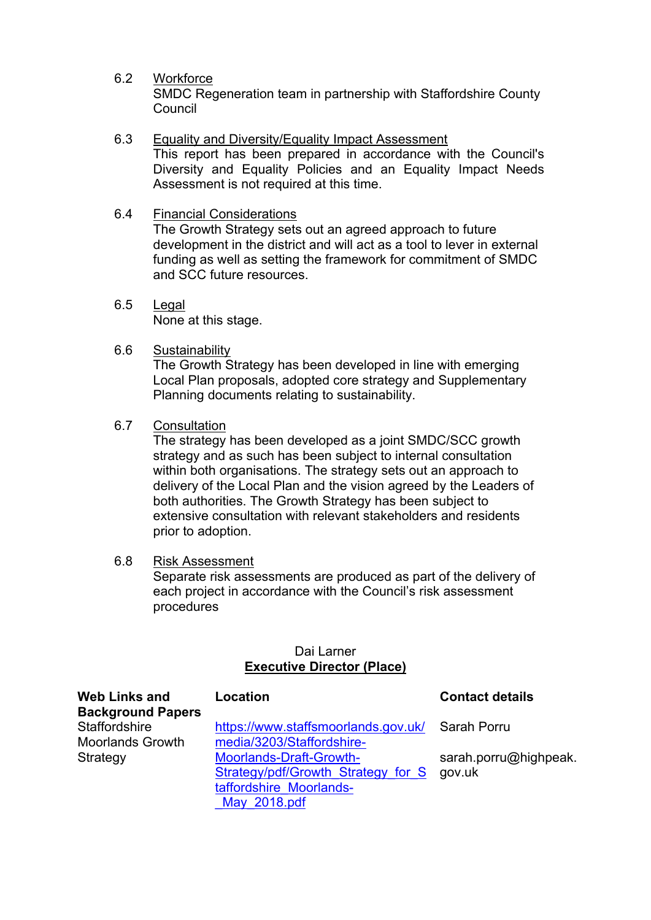6.2 Workforce
SMDC Regeneration team in partnership with Staffordshire County Council

6.3 Equality and Diversity/Equality Impact Assessment
This report has been prepared in accordance with the Council's Diversity and Equality Policies and an Equality Impact Needs Assessment is not required at this time.

6.4 Financial Considerations
The Growth Strategy sets out an agreed approach to future development in the district and will act as a tool to lever in external funding as well as setting the framework for commitment of SMDC and SCC future resources.

6.5 Legal
None at this stage.

6.6 Sustainability
The Growth Strategy has been developed in line with emerging Local Plan proposals, adopted core strategy and Supplementary Planning documents relating to sustainability.

6.7 Consultation
The strategy has been developed as a joint SMDC/SCC growth strategy and as such has been subject to internal consultation within both organisations. The strategy sets out an approach to delivery of the Local Plan and the vision agreed by the Leaders of both authorities. The Growth Strategy has been subject to extensive consultation with relevant stakeholders and residents prior to adoption.

6.8 Risk Assessment
Separate risk assessments are produced as part of the delivery of each project in accordance with the Council's risk assessment procedures

Dai Larner
**Executive Director (Place)**

| **Web Links and Background Papers** | **Location** | **Contact details** |
|---|---|---|
| Staffordshire Moorlands Growth Strategy | https://www.staffsmoorlands.gov.uk/media/3203/Staffordshire-Moorlands-Draft-Growth-Strategy/pdf/Growth_Strategy_for_Staffordshire_Moorlands-_May_2018.pdf | Sarah Porru<br><br>sarah.porru@highpeak.gov.uk |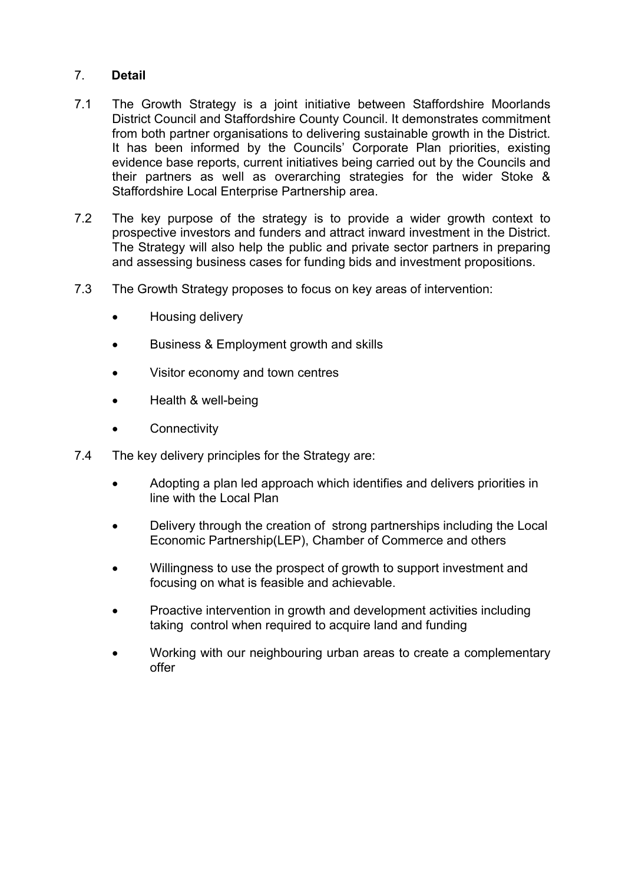## 7. **Detail**

7.1 The Growth Strategy is a joint initiative between Staffordshire Moorlands District Council and Staffordshire County Council. It demonstrates commitment from both partner organisations to delivering sustainable growth in the District. It has been informed by the Councils' Corporate Plan priorities, existing evidence base reports, current initiatives being carried out by the Councils and their partners as well as overarching strategies for the wider Stoke & Staffordshire Local Enterprise Partnership area.

7.2 The key purpose of the strategy is to provide a wider growth context to prospective investors and funders and attract inward investment in the District. The Strategy will also help the public and private sector partners in preparing and assessing business cases for funding bids and investment propositions.

7.3 The Growth Strategy proposes to focus on key areas of intervention:

- Housing delivery
- Business & Employment growth and skills
- Visitor economy and town centres
- Health & well-being
- Connectivity

7.4 The key delivery principles for the Strategy are:

- Adopting a plan led approach which identifies and delivers priorities in line with the Local Plan
- Delivery through the creation of strong partnerships including the Local Economic Partnership(LEP), Chamber of Commerce and others
- Willingness to use the prospect of growth to support investment and focusing on what is feasible and achievable.
- Proactive intervention in growth and development activities including taking control when required to acquire land and funding
- Working with our neighbouring urban areas to create a complementary offer